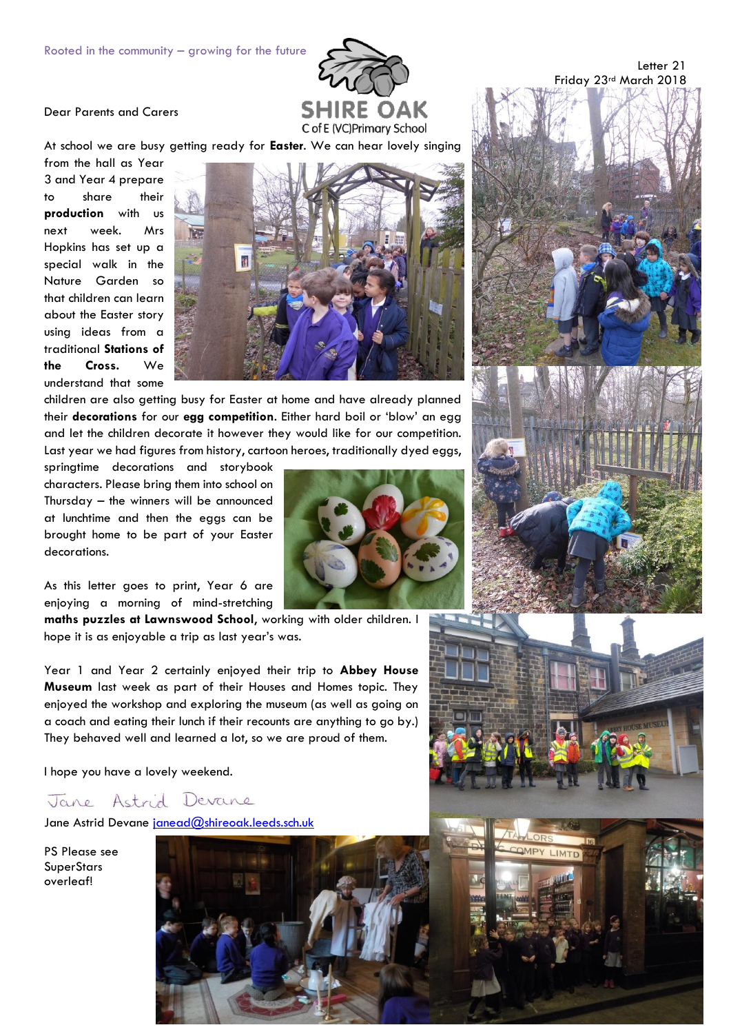Rooted in the community – growing for the future

SHIRE OAK
C of E (VC) Primary School

Letter 21
Friday 23rd March 2018

Dear Parents and Carers

At school we are busy getting ready for **Easter**. We can hear lovely singing from the hall as Year 3 and Year 4 prepare to share their **production** with us next week. Mrs Hopkins has set up a special walk in the Nature Garden so that children can learn about the Easter story using ideas from a traditional **Stations of the Cross.** We understand that some children are also getting busy for Easter at home and have already planned their **decorations** for our **egg competition**. Either hard boil or 'blow' an egg and let the children decorate it however they would like for our competition. Last year we had figures from history, cartoon heroes, traditionally dyed eggs, springtime decorations and storybook characters. Please bring them into school on Thursday – the winners will be announced at lunchtime and then the eggs can be brought home to be part of your Easter decorations.

As this letter goes to print, Year 6 are enjoying a morning of mind-stretching **maths puzzles at Lawnswood School**, working with older children. I hope it is as enjoyable a trip as last year's was.

Year 1 and Year 2 certainly enjoyed their trip to **Abbey House Museum** last week as part of their Houses and Homes topic. They enjoyed the workshop and exploring the museum (as well as going on a coach and eating their lunch if their recounts are anything to go by.) They behaved well and learned a lot, so we are proud of them.

I hope you have a lovely weekend.

*Jane Astrid Devane*

Jane Astrid Devane janead@shireoak.leeds.sch.uk

PS Please see SuperStars overleaf!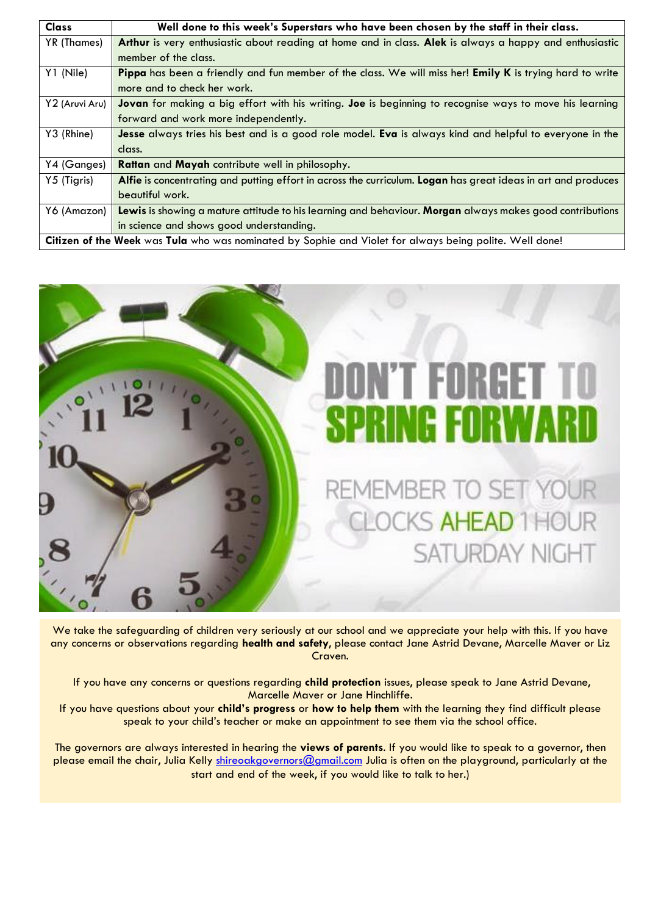| Class | Well done to this week's Superstars who have been chosen by the staff in their class. |
|---|---|
| YR (Thames) | **Arthur** is very enthusiastic about reading at home and in class. **Alek** is always a happy and enthusiastic member of the class. |
| Y1 (Nile) | **Pippa** has been a friendly and fun member of the class. We will miss her! **Emily K** is trying hard to write more and to check her work. |
| Y2 (Aruvi Aru) | **Jovan** for making a big effort with his writing. **Joe** is beginning to recognise ways to move his learning forward and work more independently. |
| Y3 (Rhine) | **Jesse** always tries his best and is a good role model. **Eva** is always kind and helpful to everyone in the class. |
| Y4 (Ganges) | **Rattan** and **Mayah** contribute well in philosophy. |
| Y5 (Tigris) | **Alfie** is concentrating and putting effort in across the curriculum. **Logan** has great ideas in art and produces beautiful work. |
| Y6 (Amazon) | **Lewis** is showing a mature attitude to his learning and behaviour. **Morgan** always makes good contributions in science and shows good understanding. |
| **Citizen of the Week** was **Tula** who was nominated by Sophie and Violet for always being polite. Well done! | |

DON'T FORGET TO SPRING FORWARD

REMEMBER TO SET YOUR CLOCKS AHEAD 1 HOUR SATURDAY NIGHT

We take the safeguarding of children very seriously at our school and we appreciate your help with this. If you have any concerns or observations regarding **health and safety**, please contact Jane Astrid Devane, Marcelle Maver or Liz Craven.

If you have any concerns or questions regarding **child protection** issues, please speak to Jane Astrid Devane, Marcelle Maver or Jane Hinchliffe.

If you have questions about your **child's progress** or **how to help them** with the learning they find difficult please speak to your child's teacher or make an appointment to see them via the school office.

The governors are always interested in hearing the **views of parents**. If you would like to speak to a governor, then please email the chair, Julia Kelly shireoakgovernors@gmail.com Julia is often on the playground, particularly at the start and end of the week, if you would like to talk to her.)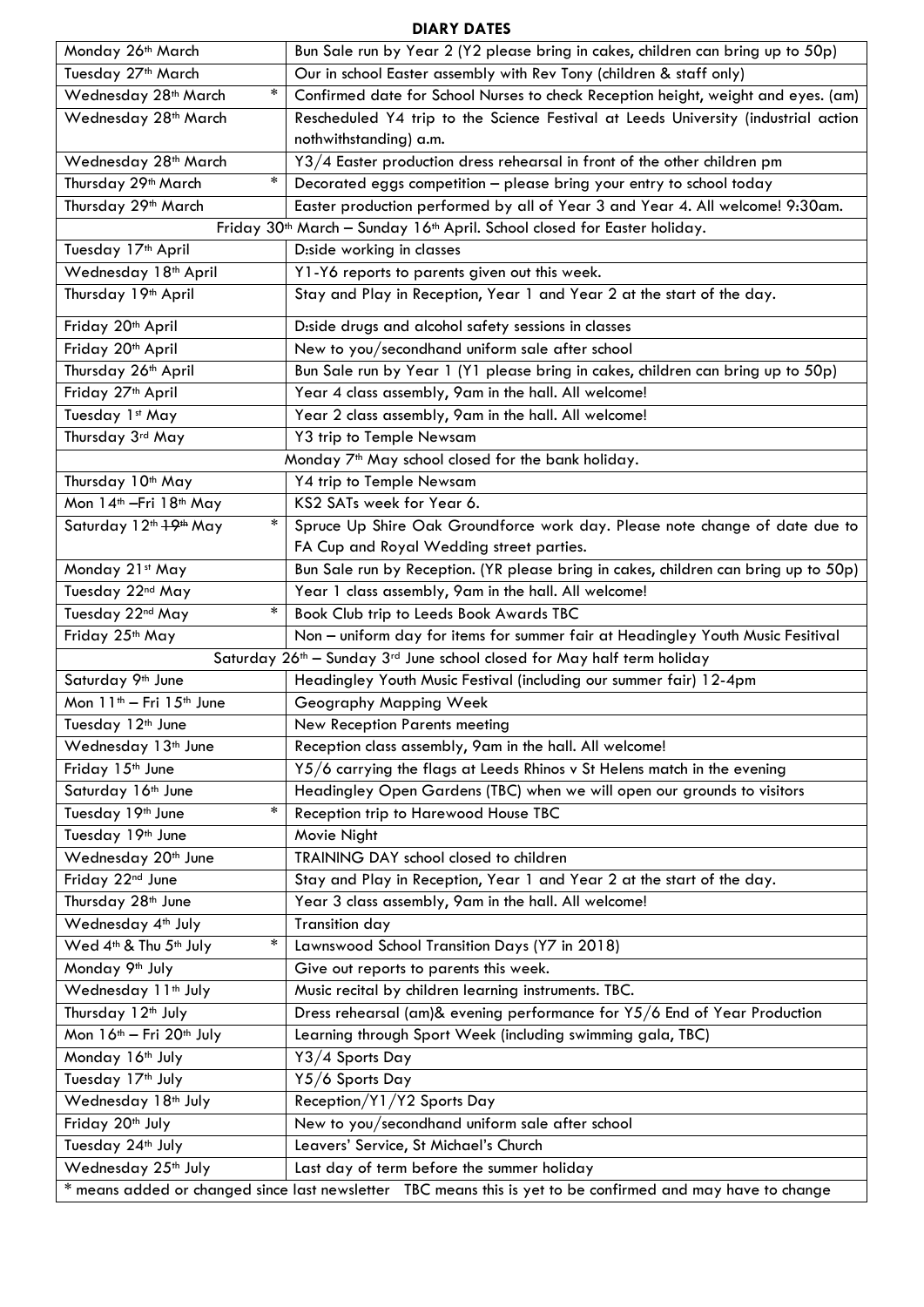# DIARY DATES

| | |
|---|---|
| Monday 26th March | Bun Sale run by Year 2 (Y2 please bring in cakes, children can bring up to 50p) |
| Tuesday 27th March | Our in school Easter assembly with Rev Tony (children & staff only) |
| Wednesday 28th March * | Confirmed date for School Nurses to check Reception height, weight and eyes. (am) |
| Wednesday 28th March | Rescheduled Y4 trip to the Science Festival at Leeds University (industrial action nothwithstanding) a.m. |
| Wednesday 28th March | Y3/4 Easter production dress rehearsal in front of the other children pm |
| Thursday 29th March * | Decorated eggs competition – please bring your entry to school today |
| Thursday 29th March | Easter production performed by all of Year 3 and Year 4. All welcome! 9:30am. |
| Friday 30th March – Sunday 16th April. School closed for Easter holiday. | |
| Tuesday 17th April | D:side working in classes |
| Wednesday 18th April | Y1-Y6 reports to parents given out this week. |
| Thursday 19th April | Stay and Play in Reception, Year 1 and Year 2 at the start of the day. |
| Friday 20th April | D:side drugs and alcohol safety sessions in classes |
| Friday 20th April | New to you/secondhand uniform sale after school |
| Thursday 26th April | Bun Sale run by Year 1 (Y1 please bring in cakes, children can bring up to 50p) |
| Friday 27th April | Year 4 class assembly, 9am in the hall. All welcome! |
| Tuesday 1st May | Year 2 class assembly, 9am in the hall. All welcome! |
| Thursday 3rd May | Y3 trip to Temple Newsam |
| Monday 7th May school closed for the bank holiday. | |
| Thursday 10th May | Y4 trip to Temple Newsam |
| Mon 14th –Fri 18th May | KS2 SATs week for Year 6. |
| Saturday 12th ~~19th~~ May * | Spruce Up Shire Oak Groundforce work day. Please note change of date due to FA Cup and Royal Wedding street parties. |
| Monday 21st May | Bun Sale run by Reception. (YR please bring in cakes, children can bring up to 50p) |
| Tuesday 22nd May | Year 1 class assembly, 9am in the hall. All welcome! |
| Tuesday 22nd May * | Book Club trip to Leeds Book Awards TBC |
| Friday 25th May | Non – uniform day for items for summer fair at Headingley Youth Music Fesitival |
| Saturday 26th – Sunday 3rd June school closed for May half term holiday | |
| Saturday 9th June | Headingley Youth Music Festival (including our summer fair) 12-4pm |
| Mon 11th – Fri 15th June | Geography Mapping Week |
| Tuesday 12th June | New Reception Parents meeting |
| Wednesday 13th June | Reception class assembly, 9am in the hall. All welcome! |
| Friday 15th June | Y5/6 carrying the flags at Leeds Rhinos v St Helens match in the evening |
| Saturday 16th June | Headingley Open Gardens (TBC) when we will open our grounds to visitors |
| Tuesday 19th June * | Reception trip to Harewood House TBC |
| Tuesday 19th June | Movie Night |
| Wednesday 20th June | TRAINING DAY school closed to children |
| Friday 22nd June | Stay and Play in Reception, Year 1 and Year 2 at the start of the day. |
| Thursday 28th June | Year 3 class assembly, 9am in the hall. All welcome! |
| Wednesday 4th July | Transition day |
| Wed 4th & Thu 5th July * | Lawnswood School Transition Days (Y7 in 2018) |
| Monday 9th July | Give out reports to parents this week. |
| Wednesday 11th July | Music recital by children learning instruments. TBC. |
| Thursday 12th July | Dress rehearsal (am)& evening performance for Y5/6 End of Year Production |
| Mon 16th – Fri 20th July | Learning through Sport Week (including swimming gala, TBC) |
| Monday 16th July | Y3/4 Sports Day |
| Tuesday 17th July | Y5/6 Sports Day |
| Wednesday 18th July | Reception/Y1/Y2 Sports Day |
| Friday 20th July | New to you/secondhand uniform sale after school |
| Tuesday 24th July | Leavers' Service, St Michael's Church |
| Wednesday 25th July | Last day of term before the summer holiday |

* means added or changed since last newsletter TBC means this is yet to be confirmed and may have to change